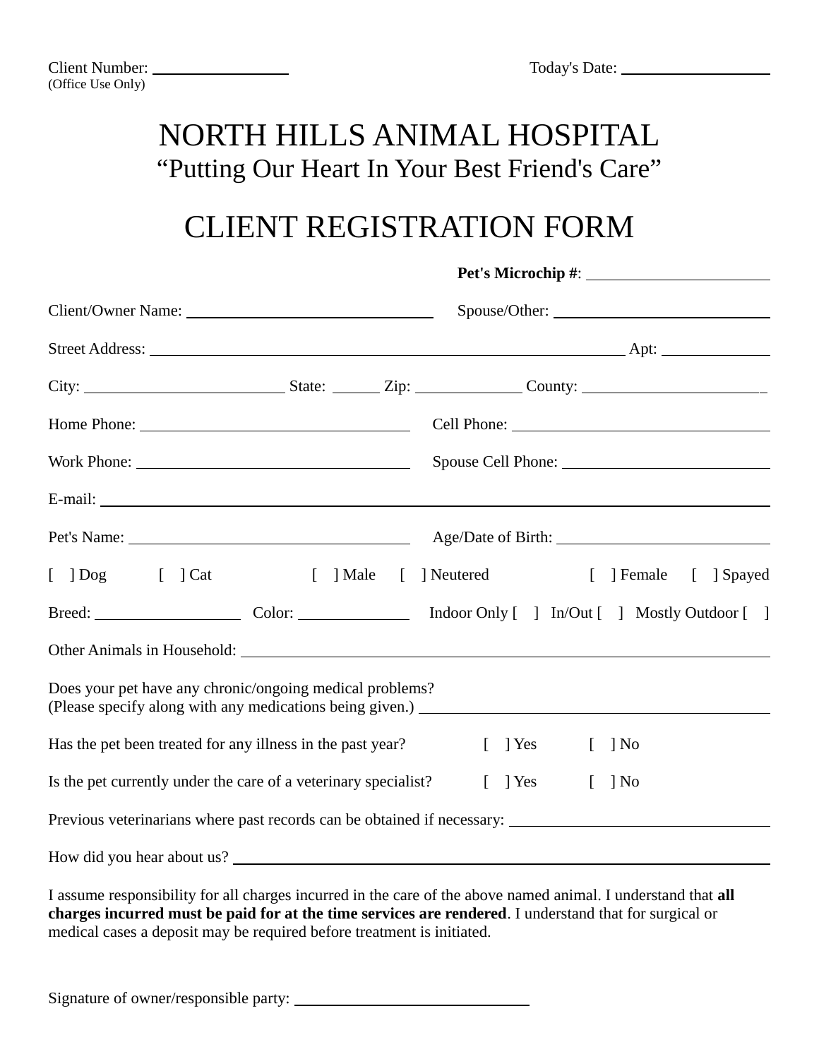Client Number: ________________
(Office Use Only)

Today's Date: ________________

# NORTH HILLS ANIMAL HOSPITAL

## "Putting Our Heart In Your Best Friend's Care"

# CLIENT REGISTRATION FORM

**Pet's Microchip #**: ________________

Client/Owner Name: ________________ Spouse/Other: ________________

Street Address: ________________ Apt: ________________

City: ________________ State: ______ Zip: ________________ County: ________________

Home Phone: ________________ Cell Phone: ________________

Work Phone: ________________ Spouse Cell Phone: ________________

E-mail: ________________

Pet's Name: ________________ Age/Date of Birth: ________________

[ ] Dog [ ] Cat [ ] Male [ ] Neutered [ ] Female [ ] Spayed

Breed: ________________ Color: ________________ Indoor Only [ ] In/Out [ ] Mostly Outdoor [ ]

Other Animals in Household: ________________

Does your pet have any chronic/ongoing medical problems?
(Please specify along with any medications being given.) ________________

Has the pet been treated for any illness in the past year? [ ] Yes [ ] No

Is the pet currently under the care of a veterinary specialist? [ ] Yes [ ] No

Previous veterinarians where past records can be obtained if necessary: ________________

How did you hear about us? ________________

I assume responsibility for all charges incurred in the care of the above named animal. I understand that **all charges incurred must be paid for at the time services are rendered**. I understand that for surgical or medical cases a deposit may be required before treatment is initiated.

Signature of owner/responsible party: ________________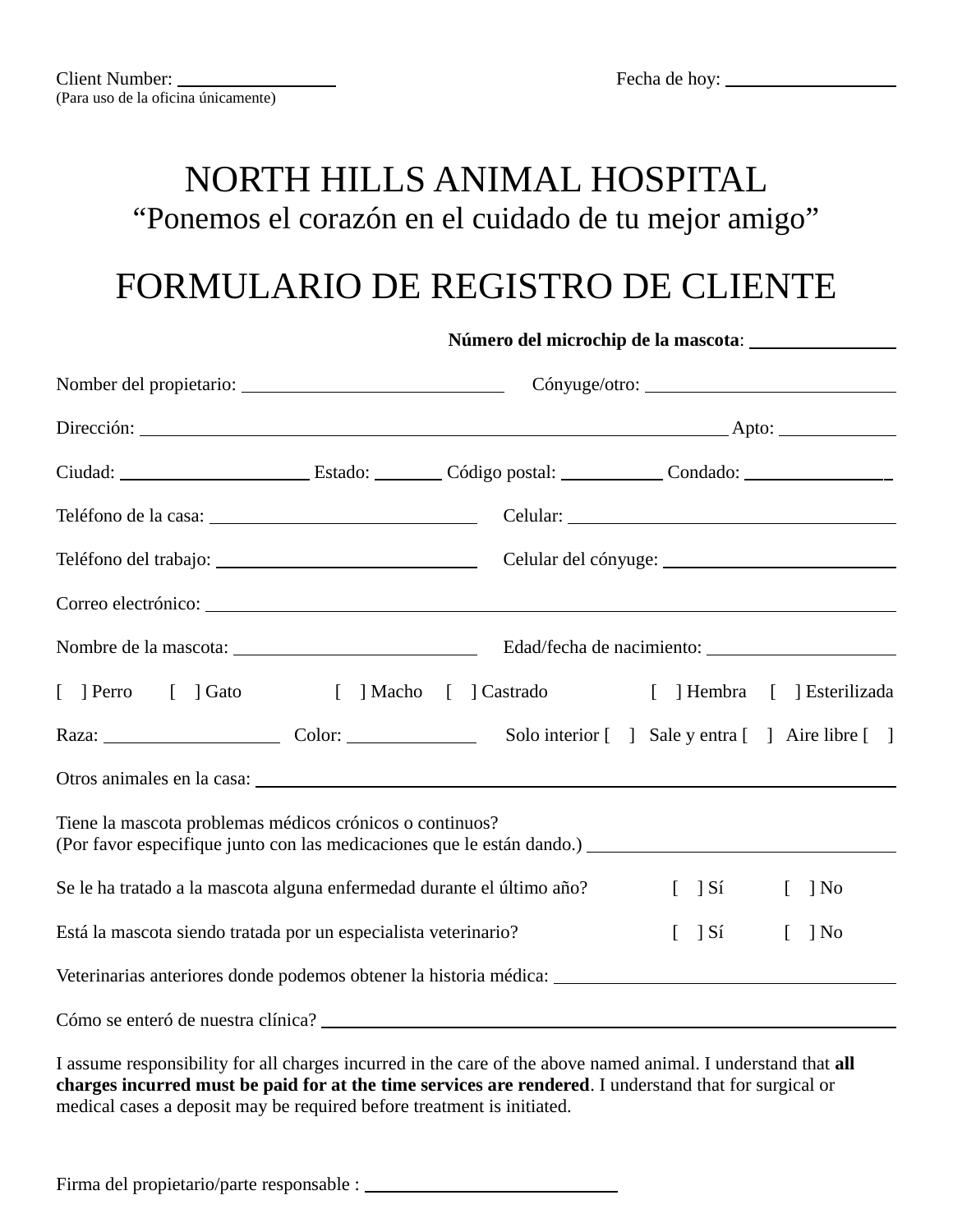Client Number: \_\_\_\_\_\_\_\_\_\_\_\_\_\_\_\_ Fecha de hoy: \_\_\_\_\_\_\_\_\_\_\_\_\_\_\_\_\_\_

(Para uso de la oficina únicamente)

# NORTH HILLS ANIMAL HOSPITAL

## "Ponemos el corazón en el cuidado de tu mejor amigo"

# FORMULARIO DE REGISTRO DE CLIENTE

**Número del microchip de la mascota**: \_\_\_\_\_\_\_\_\_\_\_\_\_\_\_\_

Nomber del propietario: \_\_\_\_\_\_\_\_\_\_\_\_\_\_\_\_\_\_\_\_\_\_\_\_\_\_\_\_ Cónyuge/otro: \_\_\_\_\_\_\_\_\_\_\_\_\_\_\_\_\_\_\_\_\_\_\_\_\_\_\_

Dirección: \_\_\_\_\_\_\_\_\_\_\_\_\_\_\_\_\_\_\_\_\_\_\_\_\_\_\_\_\_\_\_\_\_\_\_\_\_\_\_\_\_\_\_\_\_\_\_\_\_\_\_\_\_\_\_\_\_\_\_\_\_\_ Apto: \_\_\_\_\_\_\_\_\_\_\_\_

Ciudad: \_\_\_\_\_\_\_\_\_\_\_\_\_\_\_\_\_\_\_\_ Estado: \_\_\_\_\_\_\_ Código postal: \_\_\_\_\_\_\_\_\_\_ Condado: \_\_\_\_\_\_\_\_\_\_\_\_\_\_\_\_

Teléfono de la casa: \_\_\_\_\_\_\_\_\_\_\_\_\_\_\_\_\_\_\_\_\_\_\_\_\_\_\_ Celular: \_\_\_\_\_\_\_\_\_\_\_\_\_\_\_\_\_\_\_\_\_\_\_\_\_\_\_\_\_\_\_\_\_\_\_\_

Teléfono del trabajo: \_\_\_\_\_\_\_\_\_\_\_\_\_\_\_\_\_\_\_\_\_\_\_\_\_\_\_ Celular del cónyuge: \_\_\_\_\_\_\_\_\_\_\_\_\_\_\_\_\_\_\_\_\_\_\_\_\_\_

Correo electrónico: \_\_\_\_\_\_\_\_\_\_\_\_\_\_\_\_\_\_\_\_\_\_\_\_\_\_\_\_\_\_\_\_\_\_\_\_\_\_\_\_\_\_\_\_\_\_\_\_\_\_\_\_\_\_\_\_\_\_\_\_\_\_\_\_\_\_\_\_\_\_\_\_\_\_\_\_\_

Nombre de la mascota: \_\_\_\_\_\_\_\_\_\_\_\_\_\_\_\_\_\_\_\_\_\_\_\_\_\_ Edad/fecha de nacimiento: \_\_\_\_\_\_\_\_\_\_\_\_\_\_\_\_\_\_\_\_\_

[ ] Perro [ ] Gato [ ] Macho [ ] Castrado [ ] Hembra [ ] Esterilizada

Raza: \_\_\_\_\_\_\_\_\_\_\_\_\_\_\_\_\_\_\_ Color: \_\_\_\_\_\_\_\_\_\_\_\_\_\_ Solo interior [ ] Sale y entra [ ] Aire libre [ ]

Otros animales en la casa: \_\_\_\_\_\_\_\_\_\_\_\_\_\_\_\_\_\_\_\_\_\_\_\_\_\_\_\_\_\_\_\_\_\_\_\_\_\_\_\_\_\_\_\_\_\_\_\_\_\_\_\_\_\_\_\_\_\_\_\_\_\_\_\_\_\_\_\_\_\_\_

Tiene la mascota problemas médicos crónicos o continuos?
(Por favor especifique junto con las medicaciones que le están dando.) \_\_\_\_\_\_\_\_\_\_\_\_\_\_\_\_\_\_\_\_\_\_\_\_\_\_\_\_\_\_\_\_\_\_

Se le ha tratado a la mascota alguna enfermedad durante el último año? [ ] Sí [ ] No

Está la mascota siendo tratada por un especialista veterinario? [ ] Sí [ ] No

Veterinarias anteriores donde podemos obtener la historia médica: \_\_\_\_\_\_\_\_\_\_\_\_\_\_\_\_\_\_\_\_\_\_\_\_\_\_\_\_\_\_\_\_\_\_\_\_\_

Cómo se enteró de nuestra clínica? \_\_\_\_\_\_\_\_\_\_\_\_\_\_\_\_\_\_\_\_\_\_\_\_\_\_\_\_\_\_\_\_\_\_\_\_\_\_\_\_\_\_\_\_\_\_\_\_\_\_\_\_\_\_\_\_\_\_\_\_\_\_\_\_

I assume responsibility for all charges incurred in the care of the above named animal. I understand that **all charges incurred must be paid for at the time services are rendered**. I understand that for surgical or medical cases a deposit may be required before treatment is initiated.

Firma del propietario/parte responsable : \_\_\_\_\_\_\_\_\_\_\_\_\_\_\_\_\_\_\_\_\_\_\_\_\_\_\_\_